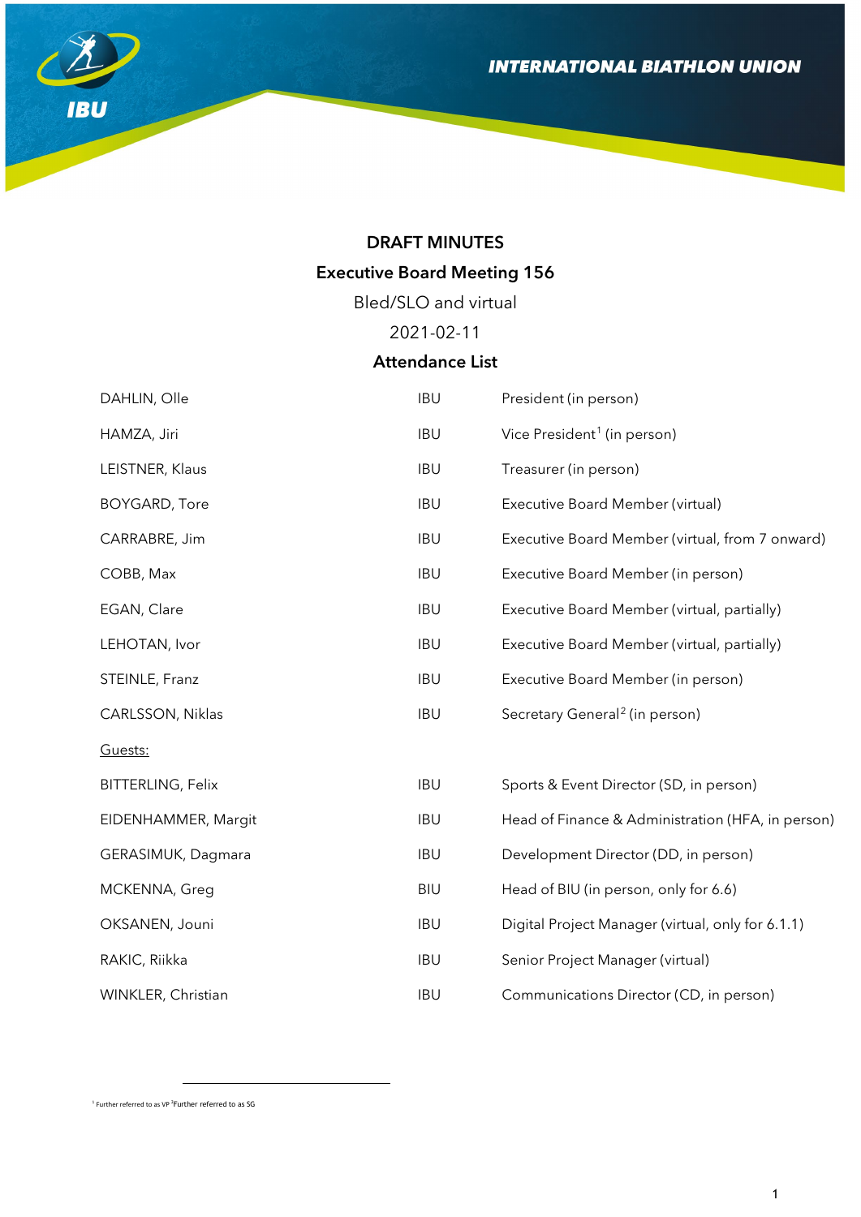INTERNATIONAL BIATHLON UNION

# DRAFT MINUTES

## Executive Board Meeting 156

Bled/SLO and virtual

2021-02-11

### Attendance List

| | | |
|---|---|---|
| DAHLIN, Olle | IBU | President (in person) |
| HAMZA, Jiri | IBU | Vice President[1] (in person) |
| LEISTNER, Klaus | IBU | Treasurer (in person) |
| BOYGARD, Tore | IBU | Executive Board Member (virtual) |
| CARRABRE, Jim | IBU | Executive Board Member (virtual, from 7 onward) |
| COBB, Max | IBU | Executive Board Member (in person) |
| EGAN, Clare | IBU | Executive Board Member (virtual, partially) |
| LEHOTAN, Ivor | IBU | Executive Board Member (virtual, partially) |
| STEINLE, Franz | IBU | Executive Board Member (in person) |
| CARLSSON, Niklas | IBU | Secretary General[2] (in person) |
| Guests: | | |
| BITTERLING, Felix | IBU | Sports & Event Director (SD, in person) |
| EIDENHAMMER, Margit | IBU | Head of Finance & Administration (HFA, in person) |
| GERASIMUK, Dagmara | IBU | Development Director (DD, in person) |
| MCKENNA, Greg | BIU | Head of BIU (in person, only for 6.6) |
| OKSANEN, Jouni | IBU | Digital Project Manager (virtual, only for 6.1.1) |
| RAKIC, Riikka | IBU | Senior Project Manager (virtual) |
| WINKLER, Christian | IBU | Communications Director (CD, in person) |

[1] Further referred to as VP [2] Further referred to as SG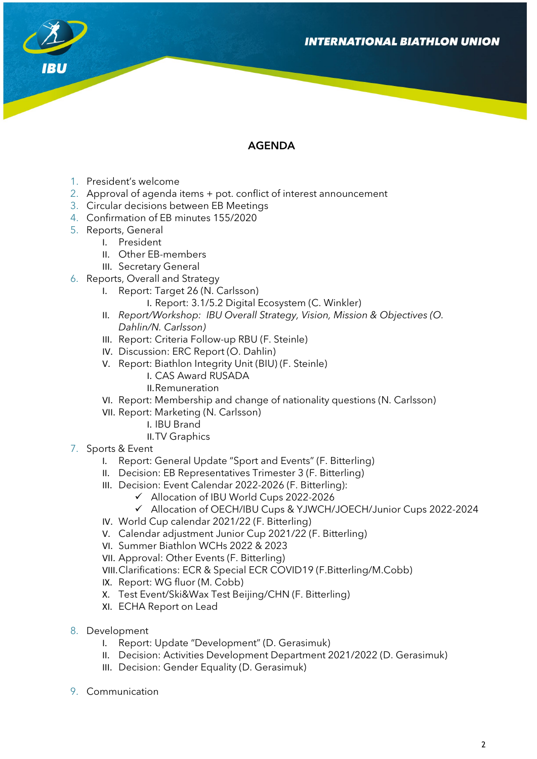# AGENDA

1. President's welcome
2. Approval of agenda items + pot. conflict of interest announcement
3. Circular decisions between EB Meetings
4. Confirmation of EB minutes 155/2020
5. Reports, General
   - I. President
   - II. Other EB-members
   - III. Secretary General
6. Reports, Overall and Strategy
   - I. Report: Target 26 (N. Carlsson)
     - I. Report: 3.1/5.2 Digital Ecosystem (C. Winkler)
   - II. *Report/Workshop: IBU Overall Strategy, Vision, Mission & Objectives (O. Dahlin/N. Carlsson)*
   - III. Report: Criteria Follow-up RBU (F. Steinle)
   - IV. Discussion: ERC Report (O. Dahlin)
   - V. Report: Biathlon Integrity Unit (BIU) (F. Steinle)
     - I. CAS Award RUSADA
     - II. Remuneration
   - VI. Report: Membership and change of nationality questions (N. Carlsson)
   - VII. Report: Marketing (N. Carlsson)
     - I. IBU Brand
     - II. TV Graphics
7. Sports & Event
   - I. Report: General Update "Sport and Events" (F. Bitterling)
   - II. Decision: EB Representatives Trimester 3 (F. Bitterling)
   - III. Decision: Event Calendar 2022-2026 (F. Bitterling):
     - ✓ Allocation of IBU World Cups 2022-2026
     - ✓ Allocation of OECH/IBU Cups & YJWCH/JOECH/Junior Cups 2022-2024
   - IV. World Cup calendar 2021/22 (F. Bitterling)
   - V. Calendar adjustment Junior Cup 2021/22 (F. Bitterling)
   - VI. Summer Biathlon WCHs 2022 & 2023
   - VII. Approval: Other Events (F. Bitterling)
   - VIII. Clarifications: ECR & Special ECR COVID19 (F.Bitterling/M.Cobb)
   - IX. Report: WG fluor (M. Cobb)
   - X. Test Event/Ski&Wax Test Beijing/CHN (F. Bitterling)
   - XI. ECHA Report on Lead
8. Development
   - I. Report: Update "Development" (D. Gerasimuk)
   - II. Decision: Activities Development Department 2021/2022 (D. Gerasimuk)
   - III. Decision: Gender Equality (D. Gerasimuk)
9. Communication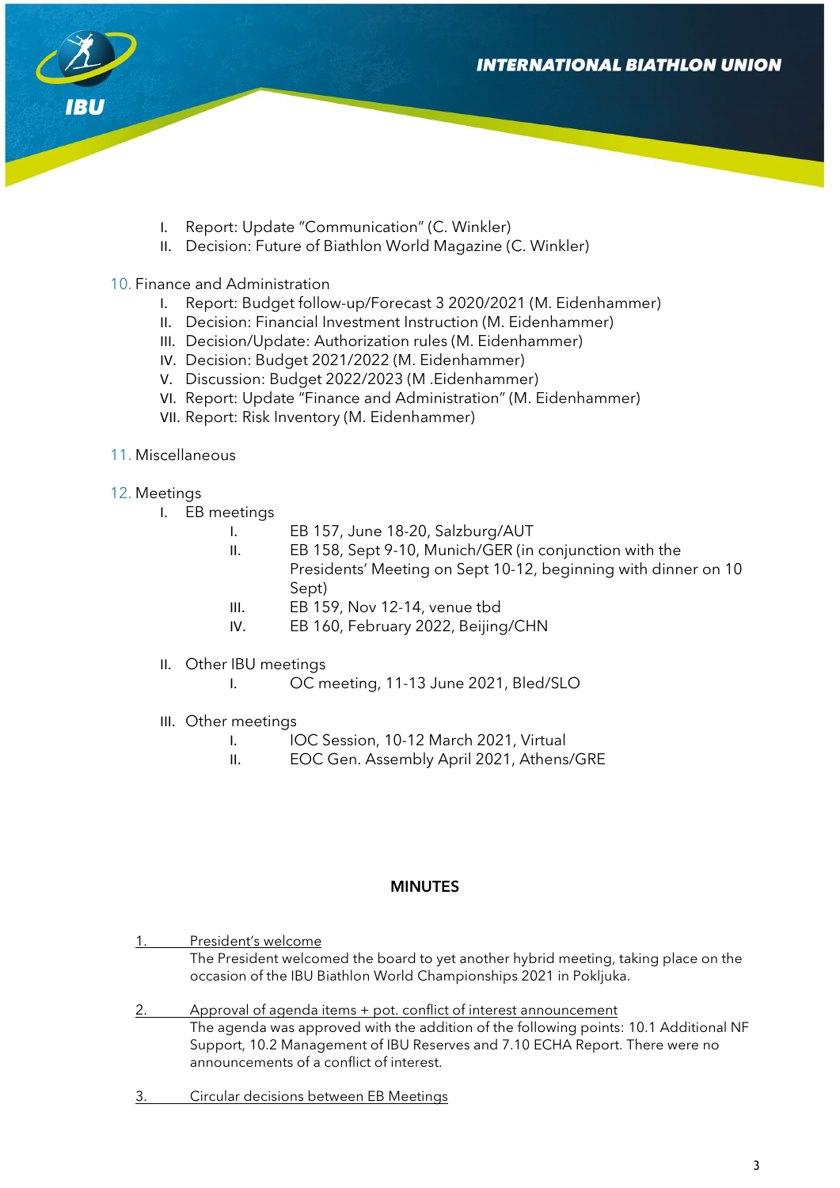I. Report: Update "Communication" (C. Winkler)
II. Decision: Future of Biathlon World Magazine (C. Winkler)

10. Finance and Administration
   I. Report: Budget follow-up/Forecast 3 2020/2021 (M. Eidenhammer)
   II. Decision: Financial Investment Instruction (M. Eidenhammer)
   III. Decision/Update: Authorization rules (M. Eidenhammer)
   IV. Decision: Budget 2021/2022 (M. Eidenhammer)
   V. Discussion: Budget 2022/2023 (M .Eidenhammer)
   VI. Report: Update "Finance and Administration" (M. Eidenhammer)
   VII. Report: Risk Inventory (M. Eidenhammer)

11. Miscellaneous

12. Meetings
   I. EB meetings
      I. EB 157, June 18-20, Salzburg/AUT
      II. EB 158, Sept 9-10, Munich/GER (in conjunction with the Presidents' Meeting on Sept 10-12, beginning with dinner on 10 Sept)
      III. EB 159, Nov 12-14, venue tbd
      IV. EB 160, February 2022, Beijing/CHN
   II. Other IBU meetings
      I. OC meeting, 11-13 June 2021, Bled/SLO
   III. Other meetings
      I. IOC Session, 10-12 March 2021, Virtual
      II. EOC Gen. Assembly April 2021, Athens/GRE

## MINUTES

1. President's welcome

The President welcomed the board to yet another hybrid meeting, taking place on the occasion of the IBU Biathlon World Championships 2021 in Pokljuka.

2. Approval of agenda items + pot. conflict of interest announcement

The agenda was approved with the addition of the following points: 10.1 Additional NF Support, 10.2 Management of IBU Reserves and 7.10 ECHA Report. There were no announcements of a conflict of interest.

3. Circular decisions between EB Meetings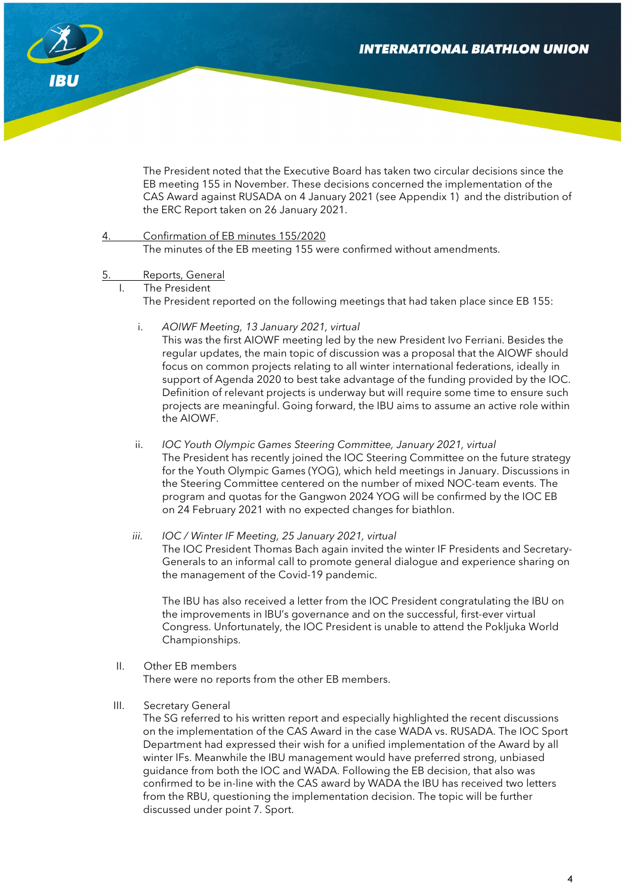The President noted that the Executive Board has taken two circular decisions since the EB meeting 155 in November. These decisions concerned the implementation of the CAS Award against RUSADA on 4 January 2021 (see Appendix 1) and the distribution of the ERC Report taken on 26 January 2021.

4. Confirmation of EB minutes 155/2020

The minutes of the EB meeting 155 were confirmed without amendments.

5. Reports, General

I. The President

The President reported on the following meetings that had taken place since EB 155:

i. *AOIWF Meeting, 13 January 2021, virtual*

This was the first AIOWF meeting led by the new President Ivo Ferriani. Besides the regular updates, the main topic of discussion was a proposal that the AIOWF should focus on common projects relating to all winter international federations, ideally in support of Agenda 2020 to best take advantage of the funding provided by the IOC. Definition of relevant projects is underway but will require some time to ensure such projects are meaningful. Going forward, the IBU aims to assume an active role within the AIOWF.

ii. *IOC Youth Olympic Games Steering Committee, January 2021, virtual*

The President has recently joined the IOC Steering Committee on the future strategy for the Youth Olympic Games (YOG), which held meetings in January. Discussions in the Steering Committee centered on the number of mixed NOC-team events. The program and quotas for the Gangwon 2024 YOG will be confirmed by the IOC EB on 24 February 2021 with no expected changes for biathlon.

iii. *IOC / Winter IF Meeting, 25 January 2021, virtual*

The IOC President Thomas Bach again invited the winter IF Presidents and Secretary-Generals to an informal call to promote general dialogue and experience sharing on the management of the Covid-19 pandemic.

The IBU has also received a letter from the IOC President congratulating the IBU on the improvements in IBU's governance and on the successful, first-ever virtual Congress. Unfortunately, the IOC President is unable to attend the Pokljuka World Championships.

II. Other EB members

There were no reports from the other EB members.

III. Secretary General

The SG referred to his written report and especially highlighted the recent discussions on the implementation of the CAS Award in the case WADA vs. RUSADA. The IOC Sport Department had expressed their wish for a unified implementation of the Award by all winter IFs. Meanwhile the IBU management would have preferred strong, unbiased guidance from both the IOC and WADA. Following the EB decision, that also was confirmed to be in-line with the CAS award by WADA the IBU has received two letters from the RBU, questioning the implementation decision. The topic will be further discussed under point 7. Sport.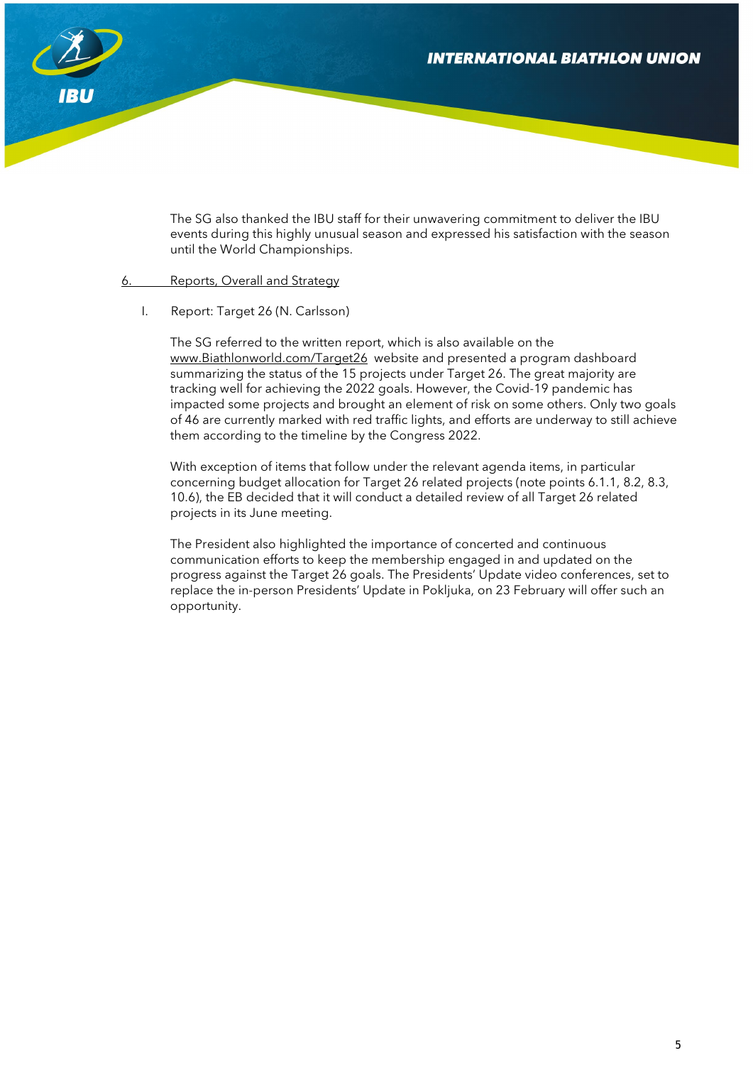The SG also thanked the IBU staff for their unwavering commitment to deliver the IBU events during this highly unusual season and expressed his satisfaction with the season until the World Championships.

## 6. Reports, Overall and Strategy

I. Report: Target 26 (N. Carlsson)

The SG referred to the written report, which is also available on the www.Biathlonworld.com/Target26 website and presented a program dashboard summarizing the status of the 15 projects under Target 26. The great majority are tracking well for achieving the 2022 goals. However, the Covid-19 pandemic has impacted some projects and brought an element of risk on some others. Only two goals of 46 are currently marked with red traffic lights, and efforts are underway to still achieve them according to the timeline by the Congress 2022.

With exception of items that follow under the relevant agenda items, in particular concerning budget allocation for Target 26 related projects (note points 6.1.1, 8.2, 8.3, 10.6), the EB decided that it will conduct a detailed review of all Target 26 related projects in its June meeting.

The President also highlighted the importance of concerted and continuous communication efforts to keep the membership engaged in and updated on the progress against the Target 26 goals. The Presidents' Update video conferences, set to replace the in-person Presidents' Update in Pokljuka, on 23 February will offer such an opportunity.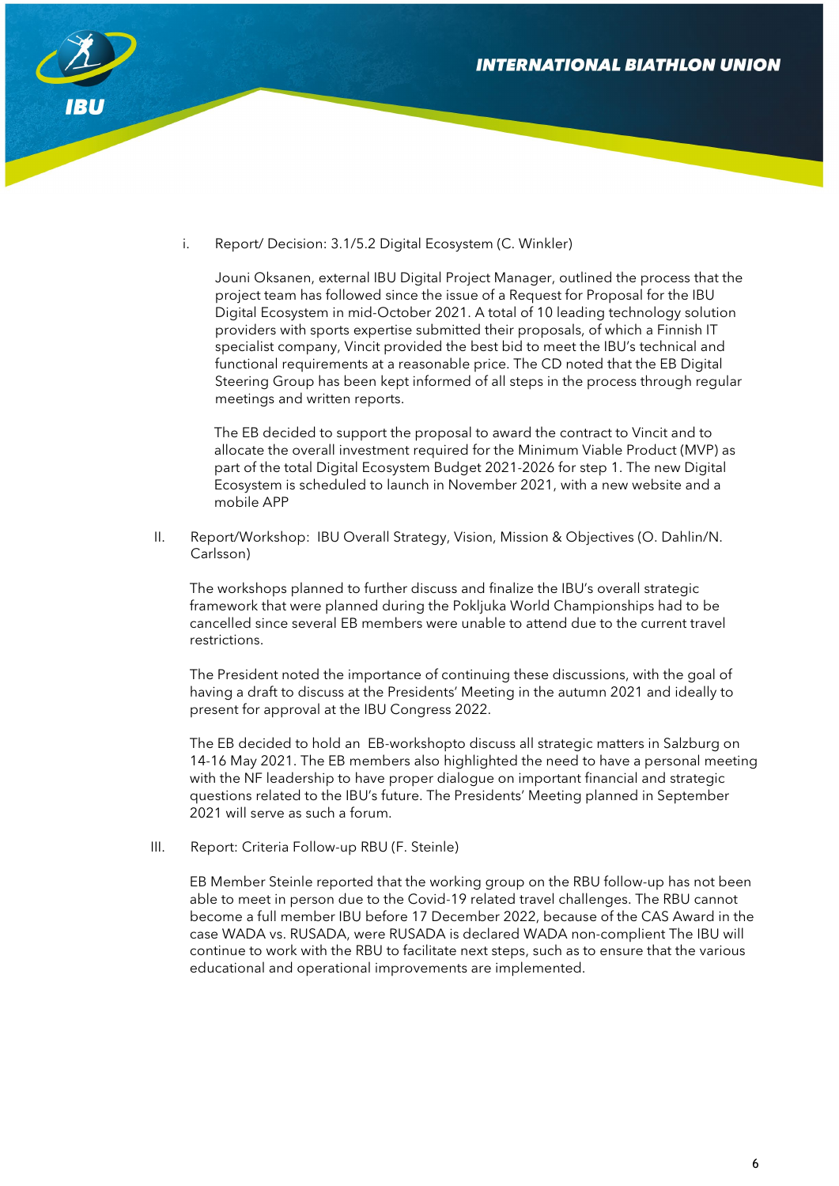i. Report/ Decision: 3.1/5.2 Digital Ecosystem (C. Winkler)

   Jouni Oksanen, external IBU Digital Project Manager, outlined the process that the project team has followed since the issue of a Request for Proposal for the IBU Digital Ecosystem in mid-October 2021. A total of 10 leading technology solution providers with sports expertise submitted their proposals, of which a Finnish IT specialist company, Vincit provided the best bid to meet the IBU's technical and functional requirements at a reasonable price. The CD noted that the EB Digital Steering Group has been kept informed of all steps in the process through regular meetings and written reports.

   The EB decided to support the proposal to award the contract to Vincit and to allocate the overall investment required for the Minimum Viable Product (MVP) as part of the total Digital Ecosystem Budget 2021-2026 for step 1. The new Digital Ecosystem is scheduled to launch in November 2021, with a new website and a mobile APP

II. Report/Workshop: IBU Overall Strategy, Vision, Mission & Objectives (O. Dahlin/N. Carlsson)

   The workshops planned to further discuss and finalize the IBU's overall strategic framework that were planned during the Pokljuka World Championships had to be cancelled since several EB members were unable to attend due to the current travel restrictions.

   The President noted the importance of continuing these discussions, with the goal of having a draft to discuss at the Presidents' Meeting in the autumn 2021 and ideally to present for approval at the IBU Congress 2022.

   The EB decided to hold an EB-workshopto discuss all strategic matters in Salzburg on 14-16 May 2021. The EB members also highlighted the need to have a personal meeting with the NF leadership to have proper dialogue on important financial and strategic questions related to the IBU's future. The Presidents' Meeting planned in September 2021 will serve as such a forum.

III. Report: Criteria Follow-up RBU (F. Steinle)

   EB Member Steinle reported that the working group on the RBU follow-up has not been able to meet in person due to the Covid-19 related travel challenges. The RBU cannot become a full member IBU before 17 December 2022, because of the CAS Award in the case WADA vs. RUSADA, were RUSADA is declared WADA non-complient The IBU will continue to work with the RBU to facilitate next steps, such as to ensure that the various educational and operational improvements are implemented.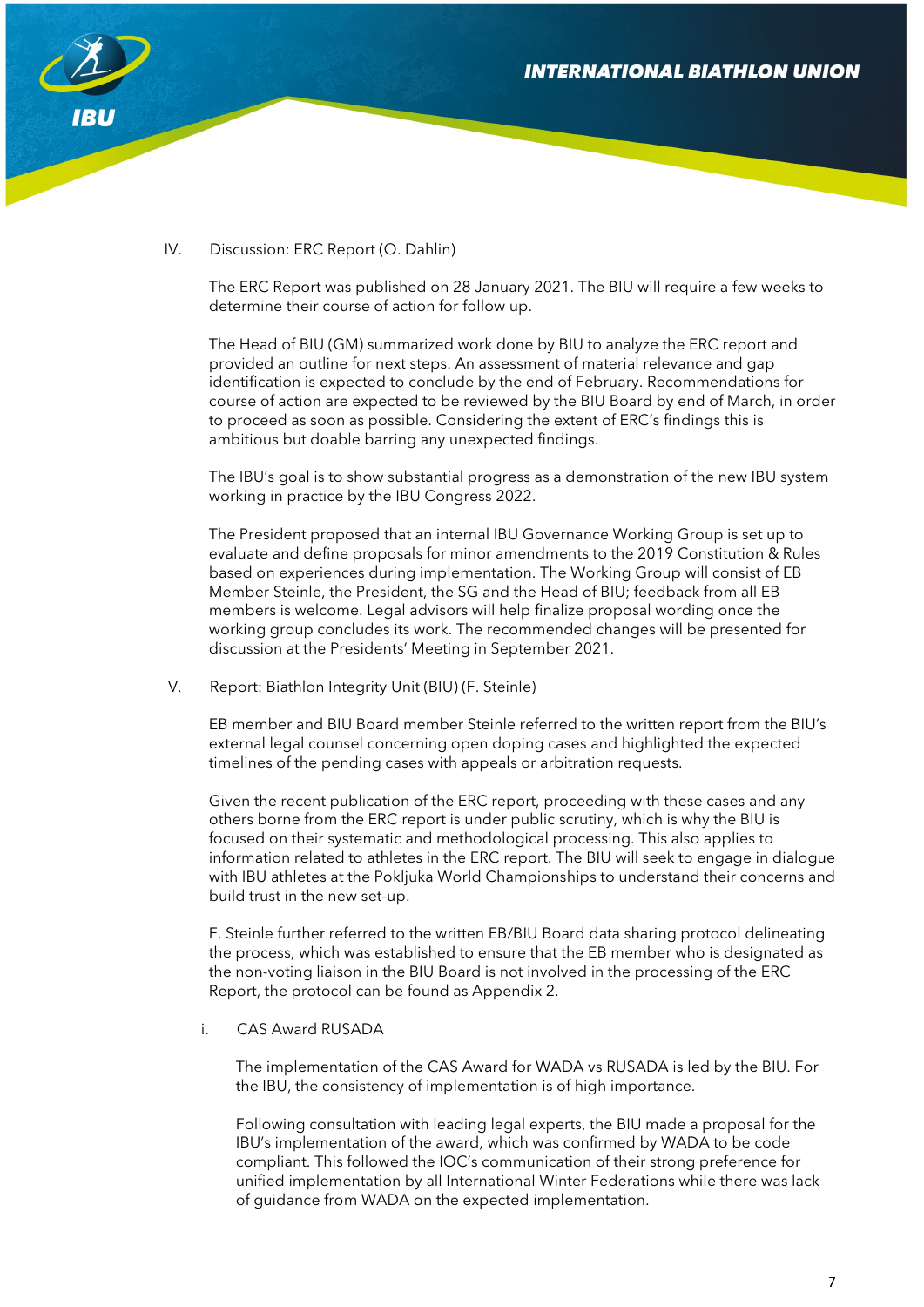IV. Discussion: ERC Report (O. Dahlin)

The ERC Report was published on 28 January 2021. The BIU will require a few weeks to determine their course of action for follow up.

The Head of BIU (GM) summarized work done by BIU to analyze the ERC report and provided an outline for next steps. An assessment of material relevance and gap identification is expected to conclude by the end of February. Recommendations for course of action are expected to be reviewed by the BIU Board by end of March, in order to proceed as soon as possible. Considering the extent of ERC's findings this is ambitious but doable barring any unexpected findings.

The IBU's goal is to show substantial progress as a demonstration of the new IBU system working in practice by the IBU Congress 2022.

The President proposed that an internal IBU Governance Working Group is set up to evaluate and define proposals for minor amendments to the 2019 Constitution & Rules based on experiences during implementation. The Working Group will consist of EB Member Steinle, the President, the SG and the Head of BIU; feedback from all EB members is welcome. Legal advisors will help finalize proposal wording once the working group concludes its work. The recommended changes will be presented for discussion at the Presidents' Meeting in September 2021.

V. Report: Biathlon Integrity Unit (BIU) (F. Steinle)

EB member and BIU Board member Steinle referred to the written report from the BIU's external legal counsel concerning open doping cases and highlighted the expected timelines of the pending cases with appeals or arbitration requests.

Given the recent publication of the ERC report, proceeding with these cases and any others borne from the ERC report is under public scrutiny, which is why the BIU is focused on their systematic and methodological processing. This also applies to information related to athletes in the ERC report. The BIU will seek to engage in dialogue with IBU athletes at the Pokljuka World Championships to understand their concerns and build trust in the new set-up.

F. Steinle further referred to the written EB/BIU Board data sharing protocol delineating the process, which was established to ensure that the EB member who is designated as the non-voting liaison in the BIU Board is not involved in the processing of the ERC Report, the protocol can be found as Appendix 2.

i. CAS Award RUSADA

The implementation of the CAS Award for WADA vs RUSADA is led by the BIU. For the IBU, the consistency of implementation is of high importance.

Following consultation with leading legal experts, the BIU made a proposal for the IBU's implementation of the award, which was confirmed by WADA to be code compliant. This followed the IOC's communication of their strong preference for unified implementation by all International Winter Federations while there was lack of guidance from WADA on the expected implementation.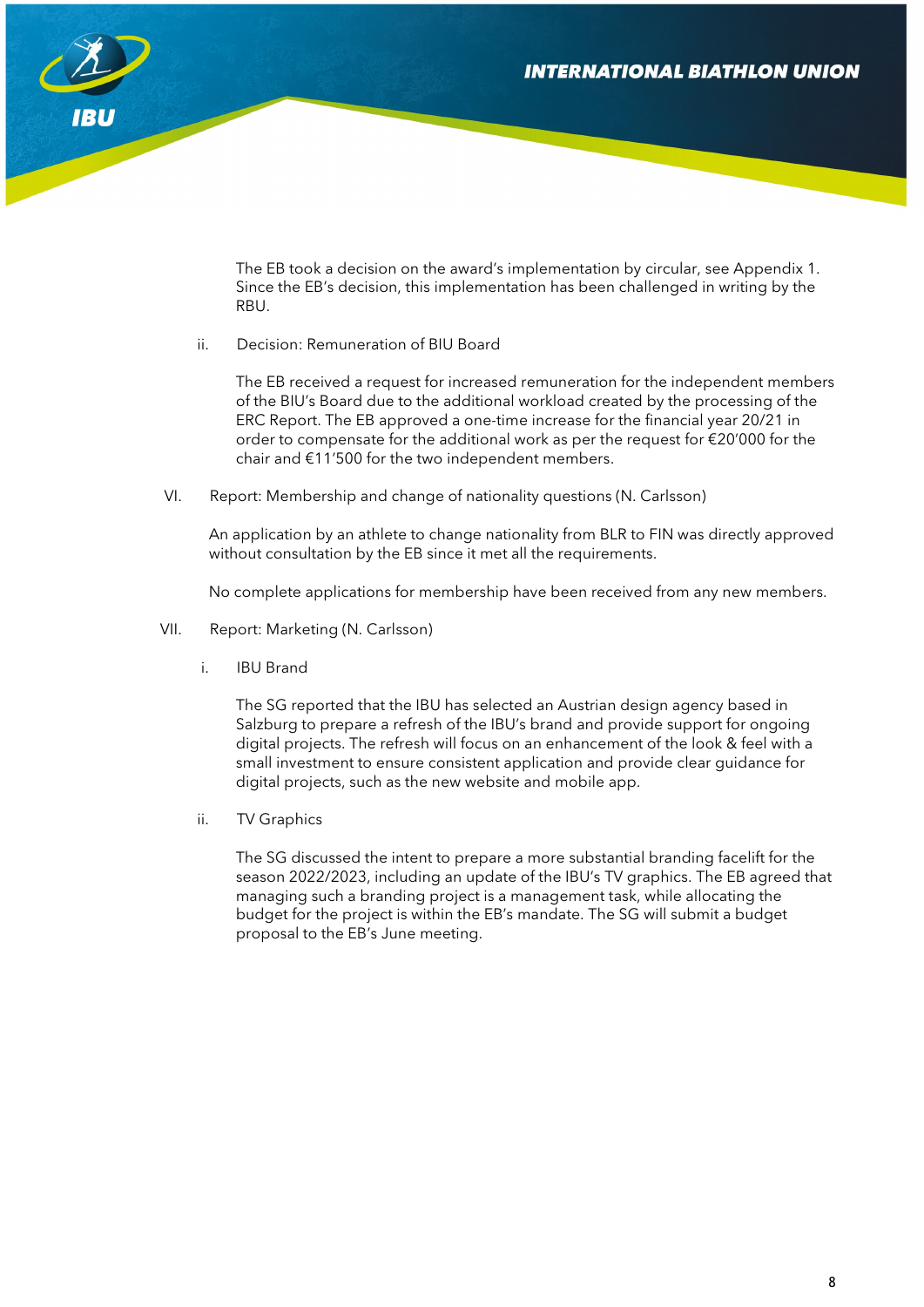The EB took a decision on the award's implementation by circular, see Appendix 1. Since the EB's decision, this implementation has been challenged in writing by the RBU.

ii. Decision: Remuneration of BIU Board

The EB received a request for increased remuneration for the independent members of the BIU's Board due to the additional workload created by the processing of the ERC Report. The EB approved a one-time increase for the financial year 20/21 in order to compensate for the additional work as per the request for €20'000 for the chair and €11'500 for the two independent members.

VI. Report: Membership and change of nationality questions (N. Carlsson)

An application by an athlete to change nationality from BLR to FIN was directly approved without consultation by the EB since it met all the requirements.

No complete applications for membership have been received from any new members.

VII. Report: Marketing (N. Carlsson)

i. IBU Brand

The SG reported that the IBU has selected an Austrian design agency based in Salzburg to prepare a refresh of the IBU's brand and provide support for ongoing digital projects. The refresh will focus on an enhancement of the look & feel with a small investment to ensure consistent application and provide clear guidance for digital projects, such as the new website and mobile app.

ii. TV Graphics

The SG discussed the intent to prepare a more substantial branding facelift for the season 2022/2023, including an update of the IBU's TV graphics. The EB agreed that managing such a branding project is a management task, while allocating the budget for the project is within the EB's mandate. The SG will submit a budget proposal to the EB's June meeting.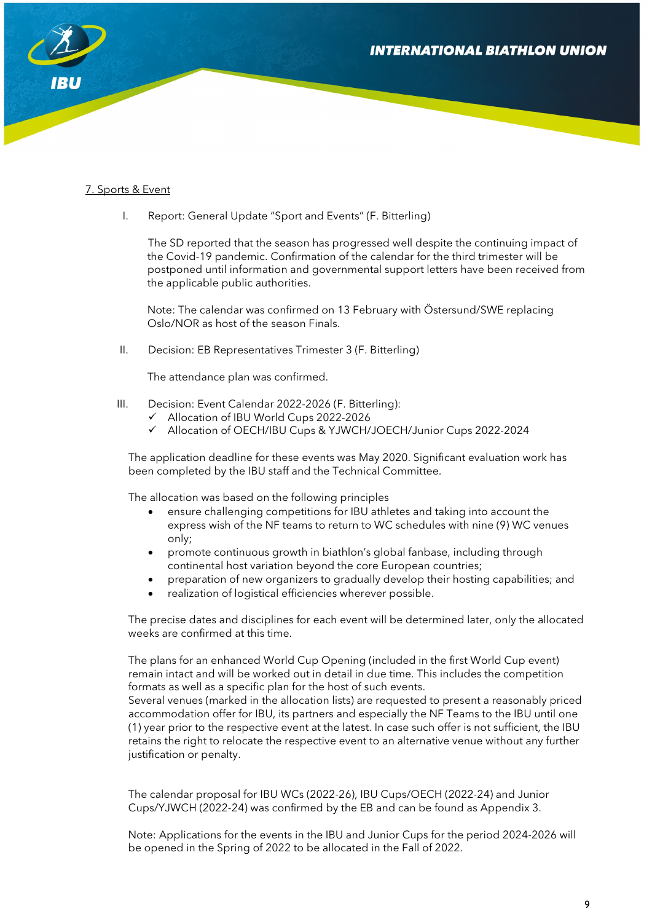7. Sports & Event

I. Report: General Update "Sport and Events" (F. Bitterling)

The SD reported that the season has progressed well despite the continuing impact of the Covid-19 pandemic. Confirmation of the calendar for the third trimester will be postponed until information and governmental support letters have been received from the applicable public authorities.

Note: The calendar was confirmed on 13 February with Östersund/SWE replacing Oslo/NOR as host of the season Finals.

II. Decision: EB Representatives Trimester 3 (F. Bitterling)

The attendance plan was confirmed.

III. Decision: Event Calendar 2022-2026 (F. Bitterling):
- ✓ Allocation of IBU World Cups 2022-2026
- ✓ Allocation of OECH/IBU Cups & YJWCH/JOECH/Junior Cups 2022-2024

The application deadline for these events was May 2020. Significant evaluation work has been completed by the IBU staff and the Technical Committee.

The allocation was based on the following principles
- ensure challenging competitions for IBU athletes and taking into account the express wish of the NF teams to return to WC schedules with nine (9) WC venues only;
- promote continuous growth in biathlon's global fanbase, including through continental host variation beyond the core European countries;
- preparation of new organizers to gradually develop their hosting capabilities; and
- realization of logistical efficiencies wherever possible.

The precise dates and disciplines for each event will be determined later, only the allocated weeks are confirmed at this time.

The plans for an enhanced World Cup Opening (included in the first World Cup event) remain intact and will be worked out in detail in due time. This includes the competition formats as well as a specific plan for the host of such events.
Several venues (marked in the allocation lists) are requested to present a reasonably priced accommodation offer for IBU, its partners and especially the NF Teams to the IBU until one (1) year prior to the respective event at the latest. In case such offer is not sufficient, the IBU retains the right to relocate the respective event to an alternative venue without any further justification or penalty.

The calendar proposal for IBU WCs (2022-26), IBU Cups/OECH (2022-24) and Junior Cups/YJWCH (2022-24) was confirmed by the EB and can be found as Appendix 3.

Note: Applications for the events in the IBU and Junior Cups for the period 2024-2026 will be opened in the Spring of 2022 to be allocated in the Fall of 2022.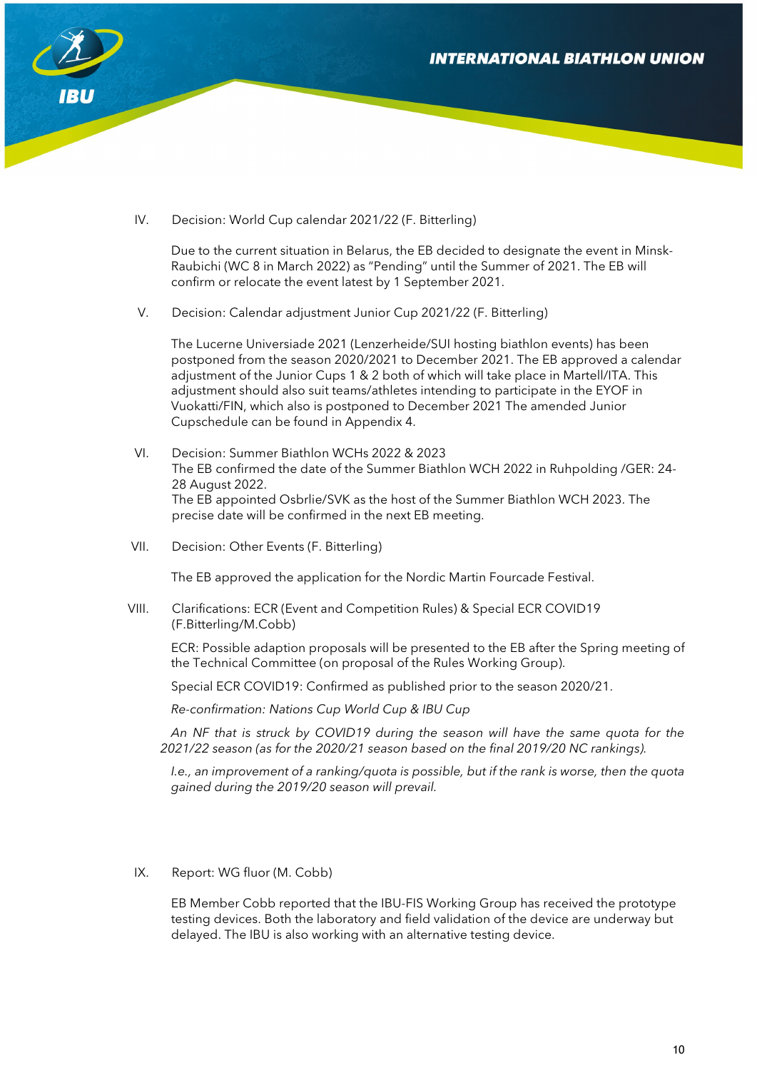IV. Decision: World Cup calendar 2021/22 (F. Bitterling)

Due to the current situation in Belarus, the EB decided to designate the event in Minsk-Raubichi (WC 8 in March 2022) as "Pending" until the Summer of 2021. The EB will confirm or relocate the event latest by 1 September 2021.

V. Decision: Calendar adjustment Junior Cup 2021/22 (F. Bitterling)

The Lucerne Universiade 2021 (Lenzerheide/SUI hosting biathlon events) has been postponed from the season 2020/2021 to December 2021. The EB approved a calendar adjustment of the Junior Cups 1 & 2 both of which will take place in Martell/ITA. This adjustment should also suit teams/athletes intending to participate in the EYOF in Vuokatti/FIN, which also is postponed to December 2021 The amended Junior Cupschedule can be found in Appendix 4.

VI. Decision: Summer Biathlon WCHs 2022 & 2023
The EB confirmed the date of the Summer Biathlon WCH 2022 in Ruhpolding /GER: 24-28 August 2022.
The EB appointed Osbrlie/SVK as the host of the Summer Biathlon WCH 2023. The precise date will be confirmed in the next EB meeting.

VII. Decision: Other Events (F. Bitterling)

The EB approved the application for the Nordic Martin Fourcade Festival.

VIII. Clarifications: ECR (Event and Competition Rules) & Special ECR COVID19 (F.Bitterling/M.Cobb)

ECR: Possible adaption proposals will be presented to the EB after the Spring meeting of the Technical Committee (on proposal of the Rules Working Group).

Special ECR COVID19: Confirmed as published prior to the season 2020/21.

*Re-confirmation: Nations Cup World Cup & IBU Cup*

*An NF that is struck by COVID19 during the season will have the same quota for the 2021/22 season (as for the 2020/21 season based on the final 2019/20 NC rankings).*

*I.e., an improvement of a ranking/quota is possible, but if the rank is worse, then the quota gained during the 2019/20 season will prevail.*

IX. Report: WG fluor (M. Cobb)

EB Member Cobb reported that the IBU-FIS Working Group has received the prototype testing devices. Both the laboratory and field validation of the device are underway but delayed. The IBU is also working with an alternative testing device.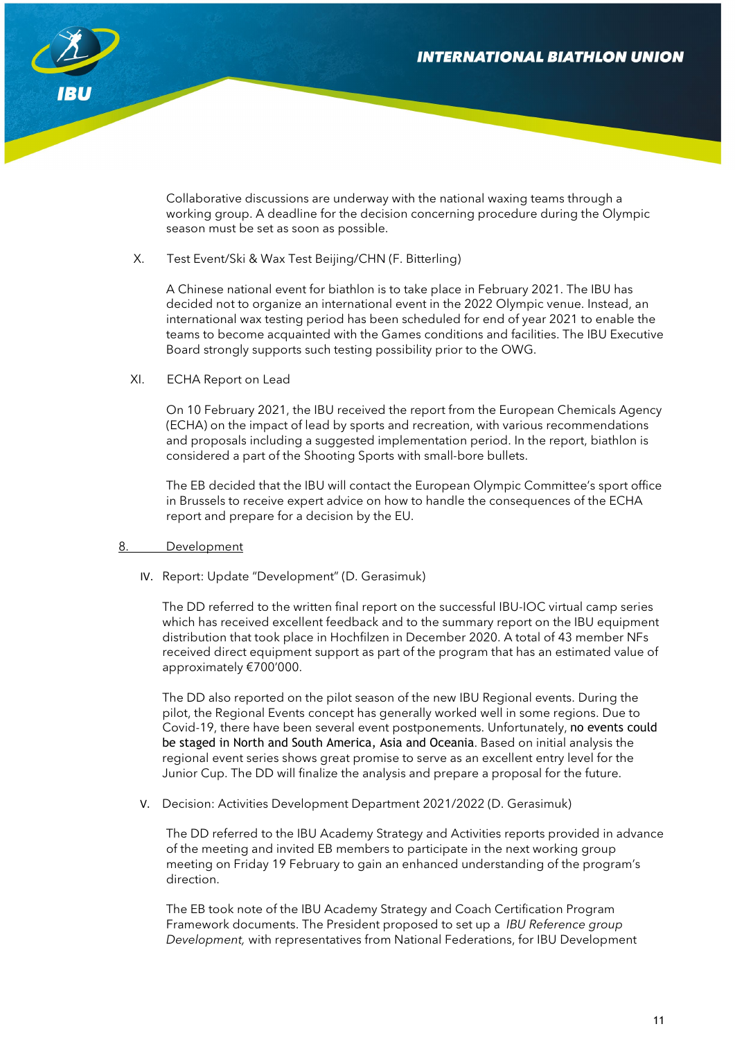Collaborative discussions are underway with the national waxing teams through a working group. A deadline for the decision concerning procedure during the Olympic season must be set as soon as possible.

X. Test Event/Ski & Wax Test Beijing/CHN (F. Bitterling)

A Chinese national event for biathlon is to take place in February 2021. The IBU has decided not to organize an international event in the 2022 Olympic venue. Instead, an international wax testing period has been scheduled for end of year 2021 to enable the teams to become acquainted with the Games conditions and facilities. The IBU Executive Board strongly supports such testing possibility prior to the OWG.

XI. ECHA Report on Lead

On 10 February 2021, the IBU received the report from the European Chemicals Agency (ECHA) on the impact of lead by sports and recreation, with various recommendations and proposals including a suggested implementation period. In the report, biathlon is considered a part of the Shooting Sports with small-bore bullets.

The EB decided that the IBU will contact the European Olympic Committee's sport office in Brussels to receive expert advice on how to handle the consequences of the ECHA report and prepare for a decision by the EU.

## 8. Development

IV. Report: Update "Development" (D. Gerasimuk)

The DD referred to the written final report on the successful IBU-IOC virtual camp series which has received excellent feedback and to the summary report on the IBU equipment distribution that took place in Hochfilzen in December 2020. A total of 43 member NFs received direct equipment support as part of the program that has an estimated value of approximately €700'000.

The DD also reported on the pilot season of the new IBU Regional events. During the pilot, the Regional Events concept has generally worked well in some regions. Due to Covid-19, there have been several event postponements. Unfortunately, no events could be staged in North and South America, Asia and Oceania. Based on initial analysis the regional event series shows great promise to serve as an excellent entry level for the Junior Cup. The DD will finalize the analysis and prepare a proposal for the future.

V. Decision: Activities Development Department 2021/2022 (D. Gerasimuk)

The DD referred to the IBU Academy Strategy and Activities reports provided in advance of the meeting and invited EB members to participate in the next working group meeting on Friday 19 February to gain an enhanced understanding of the program's direction.

The EB took note of the IBU Academy Strategy and Coach Certification Program Framework documents. The President proposed to set up a *IBU Reference group Development,* with representatives from National Federations, for IBU Development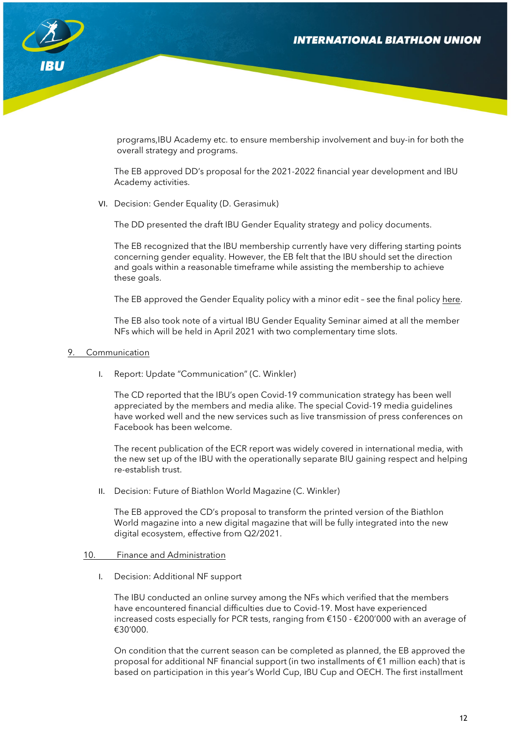programs,IBU Academy etc. to ensure membership involvement and buy-in for both the overall strategy and programs.

The EB approved DD's proposal for the 2021-2022 financial year development and IBU Academy activities.

VI. Decision: Gender Equality (D. Gerasimuk)

The DD presented the draft IBU Gender Equality strategy and policy documents.

The EB recognized that the IBU membership currently have very differing starting points concerning gender equality. However, the EB felt that the IBU should set the direction and goals within a reasonable timeframe while assisting the membership to achieve these goals.

The EB approved the Gender Equality policy with a minor edit – see the final policy here.

The EB also took note of a virtual IBU Gender Equality Seminar aimed at all the member NFs which will be held in April 2021 with two complementary time slots.

## 9. Communication

I. Report: Update "Communication" (C. Winkler)

The CD reported that the IBU's open Covid-19 communication strategy has been well appreciated by the members and media alike. The special Covid-19 media guidelines have worked well and the new services such as live transmission of press conferences on Facebook has been welcome.

The recent publication of the ECR report was widely covered in international media, with the new set up of the IBU with the operationally separate BIU gaining respect and helping re-establish trust.

II. Decision: Future of Biathlon World Magazine (C. Winkler)

The EB approved the CD's proposal to transform the printed version of the Biathlon World magazine into a new digital magazine that will be fully integrated into the new digital ecosystem, effective from Q2/2021.

## 10. Finance and Administration

I. Decision: Additional NF support

The IBU conducted an online survey among the NFs which verified that the members have encountered financial difficulties due to Covid-19. Most have experienced increased costs especially for PCR tests, ranging from €150 - €200'000 with an average of €30'000.

On condition that the current season can be completed as planned, the EB approved the proposal for additional NF financial support (in two installments of €1 million each) that is based on participation in this year's World Cup, IBU Cup and OECH. The first installment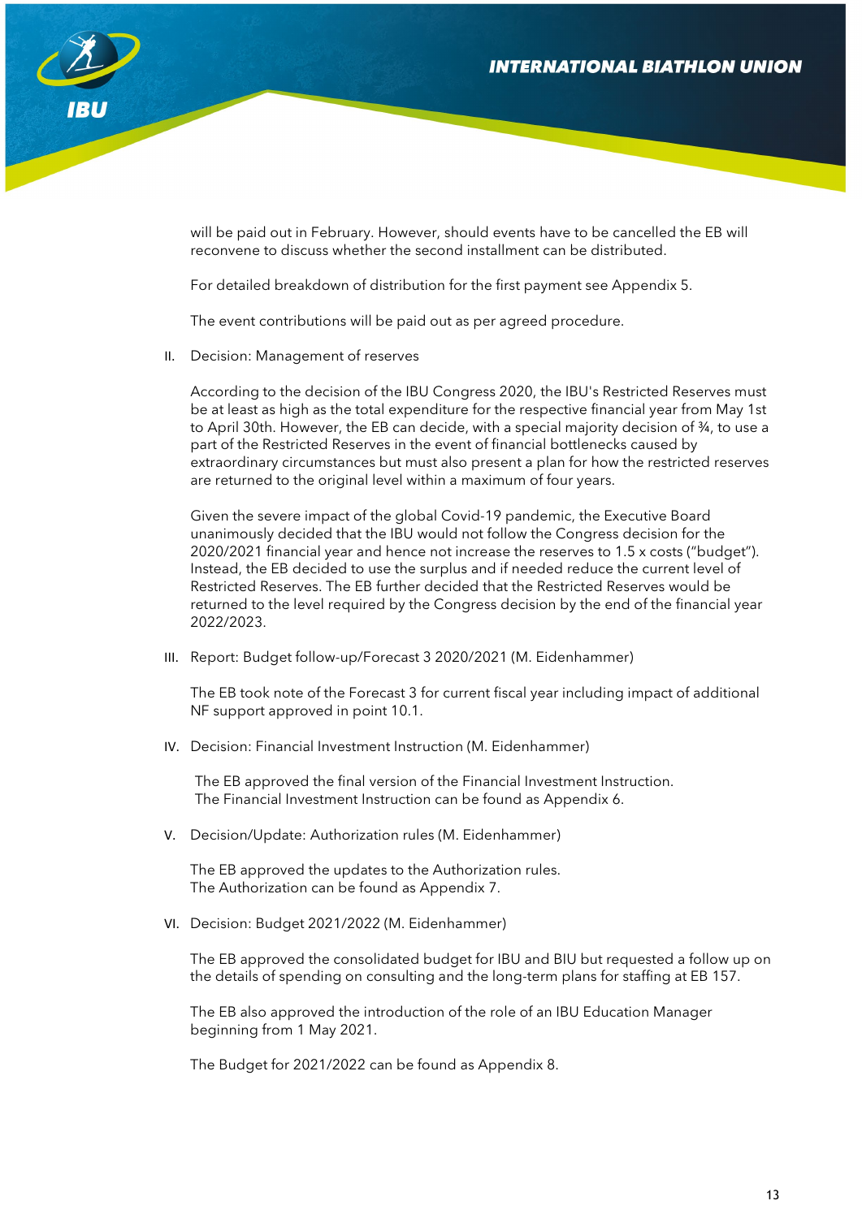will be paid out in February. However, should events have to be cancelled the EB will reconvene to discuss whether the second installment can be distributed.

For detailed breakdown of distribution for the first payment see Appendix 5.

The event contributions will be paid out as per agreed procedure.

II. Decision: Management of reserves

According to the decision of the IBU Congress 2020, the IBU's Restricted Reserves must be at least as high as the total expenditure for the respective financial year from May 1st to April 30th. However, the EB can decide, with a special majority decision of ¾, to use a part of the Restricted Reserves in the event of financial bottlenecks caused by extraordinary circumstances but must also present a plan for how the restricted reserves are returned to the original level within a maximum of four years.

Given the severe impact of the global Covid-19 pandemic, the Executive Board unanimously decided that the IBU would not follow the Congress decision for the 2020/2021 financial year and hence not increase the reserves to 1.5 x costs ("budget"). Instead, the EB decided to use the surplus and if needed reduce the current level of Restricted Reserves. The EB further decided that the Restricted Reserves would be returned to the level required by the Congress decision by the end of the financial year 2022/2023.

III. Report: Budget follow-up/Forecast 3 2020/2021 (M. Eidenhammer)

The EB took note of the Forecast 3 for current fiscal year including impact of additional NF support approved in point 10.1.

IV. Decision: Financial Investment Instruction (M. Eidenhammer)

The EB approved the final version of the Financial Investment Instruction.
The Financial Investment Instruction can be found as Appendix 6.

V. Decision/Update: Authorization rules (M. Eidenhammer)

The EB approved the updates to the Authorization rules.
The Authorization can be found as Appendix 7.

VI. Decision: Budget 2021/2022 (M. Eidenhammer)

The EB approved the consolidated budget for IBU and BIU but requested a follow up on the details of spending on consulting and the long-term plans for staffing at EB 157.

The EB also approved the introduction of the role of an IBU Education Manager beginning from 1 May 2021.

The Budget for 2021/2022 can be found as Appendix 8.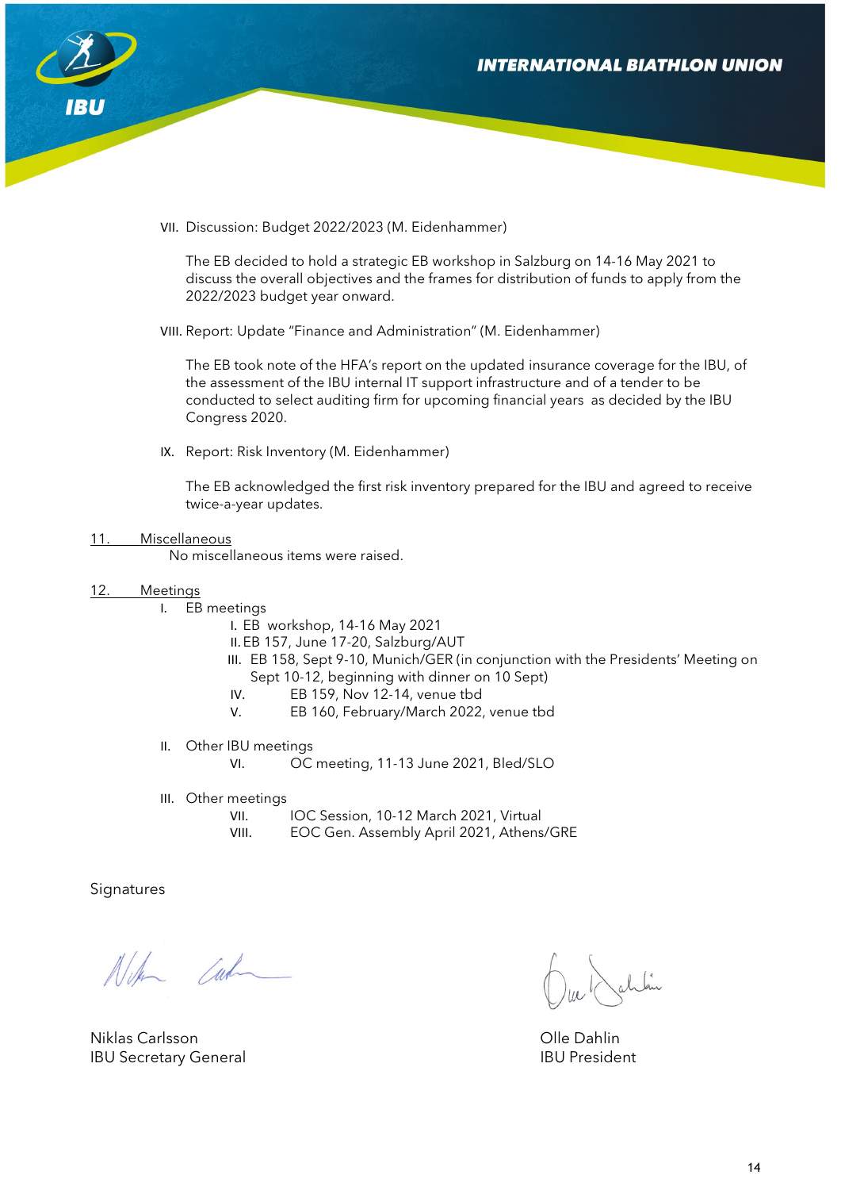VII. Discussion: Budget 2022/2023 (M. Eidenhammer)

The EB decided to hold a strategic EB workshop in Salzburg on 14-16 May 2021 to discuss the overall objectives and the frames for distribution of funds to apply from the 2022/2023 budget year onward.

VIII. Report: Update "Finance and Administration" (M. Eidenhammer)

The EB took note of the HFA's report on the updated insurance coverage for the IBU, of the assessment of the IBU internal IT support infrastructure and of a tender to be conducted to select auditing firm for upcoming financial years as decided by the IBU Congress 2020.

IX. Report: Risk Inventory (M. Eidenhammer)

The EB acknowledged the first risk inventory prepared for the IBU and agreed to receive twice-a-year updates.

## 11. Miscellaneous

No miscellaneous items were raised.

## 12. Meetings

I. EB meetings

- I. EB workshop, 14-16 May 2021
- II. EB 157, June 17-20, Salzburg/AUT
- III. EB 158, Sept 9-10, Munich/GER (in conjunction with the Presidents' Meeting on Sept 10-12, beginning with dinner on 10 Sept)
- IV. EB 159, Nov 12-14, venue tbd
- V. EB 160, February/March 2022, venue tbd

II. Other IBU meetings

- VI. OC meeting, 11-13 June 2021, Bled/SLO

III. Other meetings

- VII. IOC Session, 10-12 March 2021, Virtual
- VIII. EOC Gen. Assembly April 2021, Athens/GRE

Signatures

Niklas Carlsson
IBU Secretary General

Olle Dahlin
IBU President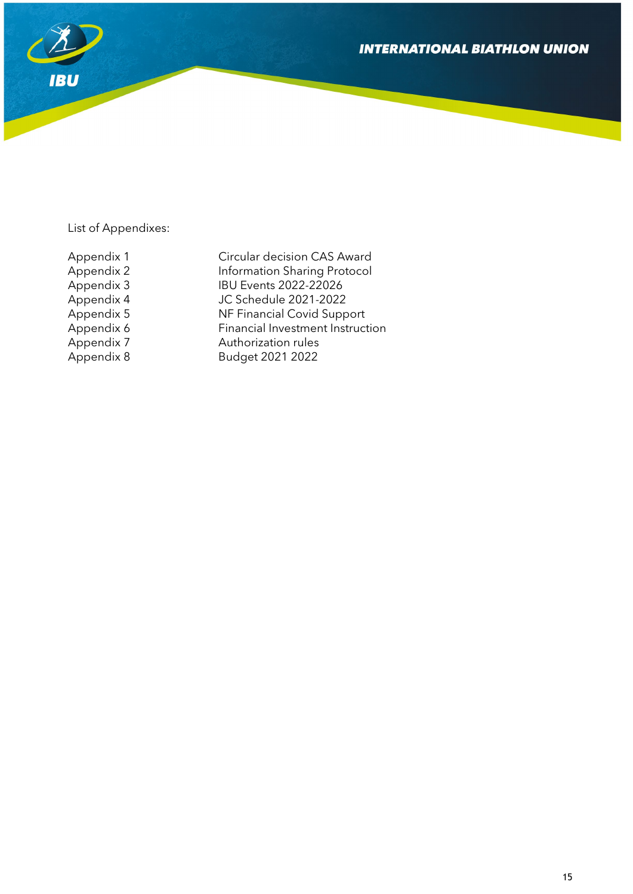List of Appendixes:

| | |
|---|---|
| Appendix 1 | Circular decision CAS Award |
| Appendix 2 | Information Sharing Protocol |
| Appendix 3 | IBU Events 2022-22026 |
| Appendix 4 | JC Schedule 2021-2022 |
| Appendix 5 | NF Financial Covid Support |
| Appendix 6 | Financial Investment Instruction |
| Appendix 7 | Authorization rules |
| Appendix 8 | Budget 2021 2022 |